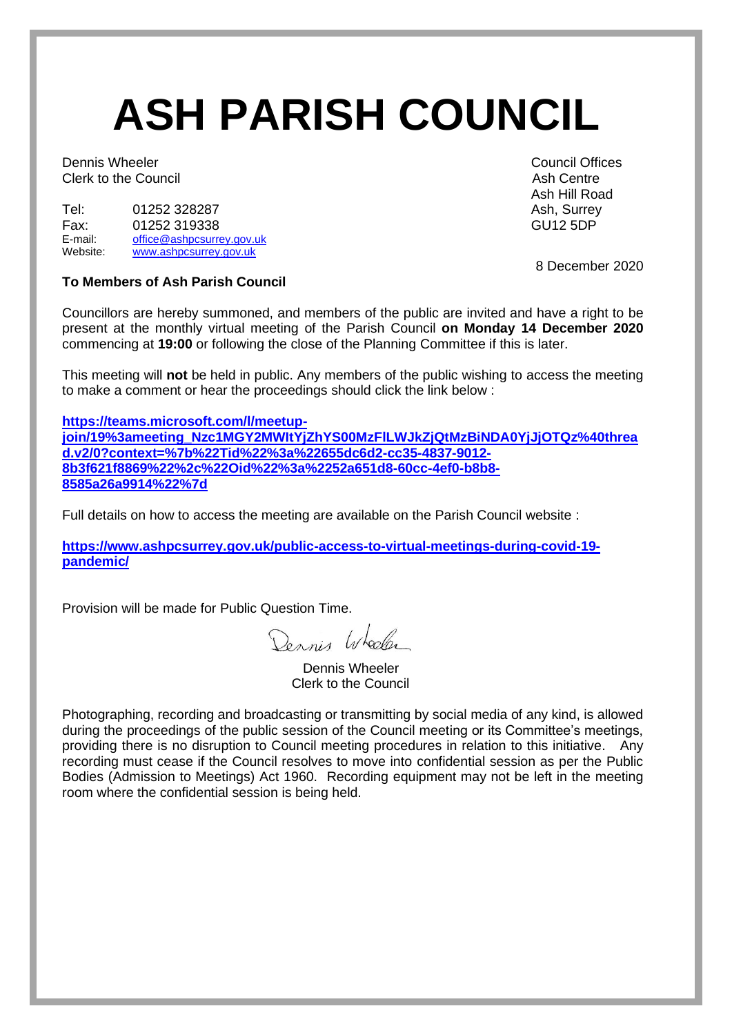# ASH PARISH COUNCIL

Dennis Wheeler
Clerk to the Council

Tel: 01252 328287
Fax: 01252 319338
E-mail: office@ashpcsurrey.gov.uk
Website: www.ashpcsurrey.gov.uk

Council Offices
Ash Centre
Ash Hill Road
Ash, Surrey
GU12 5DP

8 December 2020

**To Members of Ash Parish Council**

Councillors are hereby summoned, and members of the public are invited and have a right to be present at the monthly virtual meeting of the Parish Council **on Monday 14 December 2020** commencing at **19:00** or following the close of the Planning Committee if this is later.

This meeting will **not** be held in public. Any members of the public wishing to access the meeting to make a comment or hear the proceedings should click the link below :

**https://teams.microsoft.com/l/meetup-join/19%3ameeting_Nzc1MGY2MWItYjZhYS00MzFlLWJkZjQtMzBiNDA0YjJjOTQz%40thread.v2/0?context=%7b%22Tid%22%3a%22655dc6d2-cc35-4837-9012-8b3f621f8869%22%2c%22Oid%22%3a%2252a651d8-60cc-4ef0-b8b8-8585a26a9914%22%7d**

Full details on how to access the meeting are available on the Parish Council website :

**https://www.ashpcsurrey.gov.uk/public-access-to-virtual-meetings-during-covid-19-pandemic/**

Provision will be made for Public Question Time.

Dennis Wheeler
Clerk to the Council

Photographing, recording and broadcasting or transmitting by social media of any kind, is allowed during the proceedings of the public session of the Council meeting or its Committee's meetings, providing there is no disruption to Council meeting procedures in relation to this initiative. Any recording must cease if the Council resolves to move into confidential session as per the Public Bodies (Admission to Meetings) Act 1960. Recording equipment may not be left in the meeting room where the confidential session is being held.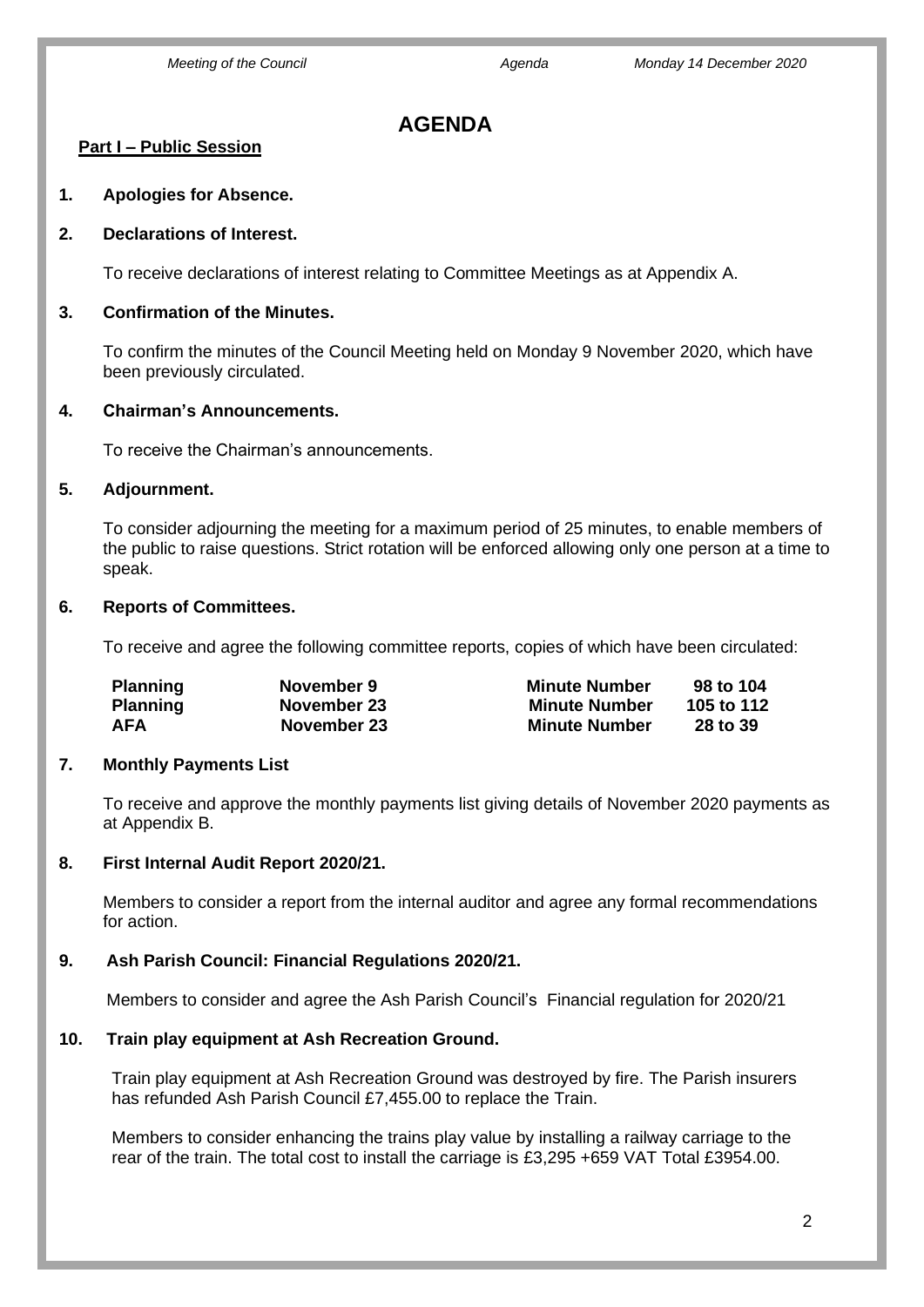# AGENDA

**Part I – Public Session**

**1. Apologies for Absence.**

**2. Declarations of Interest.**

To receive declarations of interest relating to Committee Meetings as at Appendix A.

**3. Confirmation of the Minutes.**

To confirm the minutes of the Council Meeting held on Monday 9 November 2020, which have been previously circulated.

**4. Chairman's Announcements.**

To receive the Chairman's announcements.

**5. Adjournment.**

To consider adjourning the meeting for a maximum period of 25 minutes, to enable members of the public to raise questions. Strict rotation will be enforced allowing only one person at a time to speak.

**6. Reports of Committees.**

To receive and agree the following committee reports, copies of which have been circulated:

| | | | |
|---|---|---|---|
| **Planning** | **November 9** | **Minute Number** | **98 to 104** |
| **Planning** | **November 23** | **Minute Number** | **105 to 112** |
| **AFA** | **November 23** | **Minute Number** | **28 to 39** |

**7. Monthly Payments List**

To receive and approve the monthly payments list giving details of November 2020 payments as at Appendix B.

**8. First Internal Audit Report 2020/21.**

Members to consider a report from the internal auditor and agree any formal recommendations for action.

**9. Ash Parish Council: Financial Regulations 2020/21.**

Members to consider and agree the Ash Parish Council's Financial regulation for 2020/21

**10. Train play equipment at Ash Recreation Ground.**

Train play equipment at Ash Recreation Ground was destroyed by fire. The Parish insurers has refunded Ash Parish Council £7,455.00 to replace the Train.

Members to consider enhancing the trains play value by installing a railway carriage to the rear of the train. The total cost to install the carriage is £3,295 +659 VAT Total £3954.00.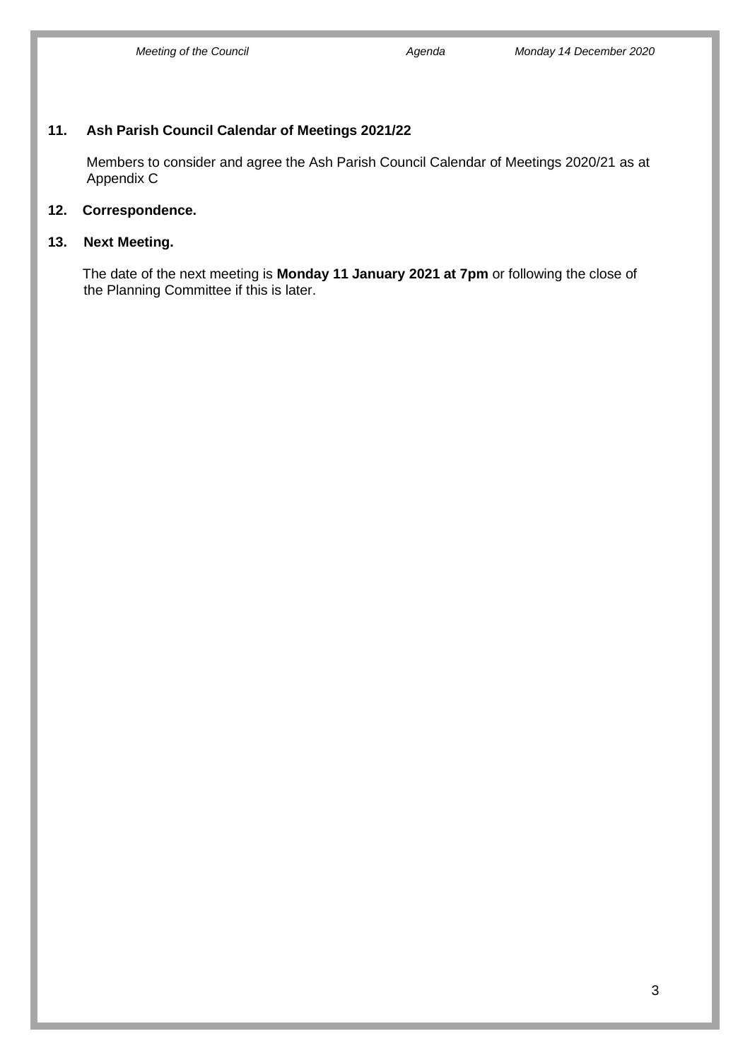**11. Ash Parish Council Calendar of Meetings 2021/22**

Members to consider and agree the Ash Parish Council Calendar of Meetings 2020/21 as at Appendix C

**12. Correspondence.**

**13. Next Meeting.**

The date of the next meeting is **Monday 11 January 2021 at 7pm** or following the close of the Planning Committee if this is later.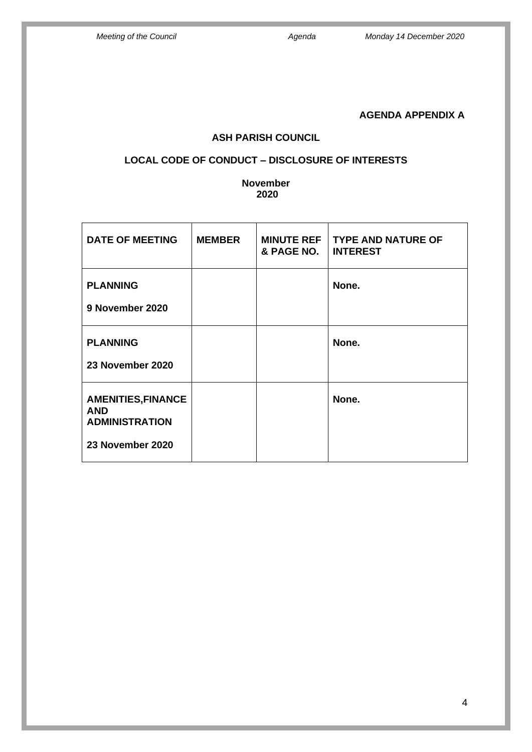**AGENDA APPENDIX A**

**ASH PARISH COUNCIL**

**LOCAL CODE OF CONDUCT – DISCLOSURE OF INTERESTS**

**November 2020**

| DATE OF MEETING | MEMBER | MINUTE REF & PAGE NO. | TYPE AND NATURE OF INTEREST |
|---|---|---|---|
| **PLANNING**<br><br>**9 November 2020** | | | **None.** |
| **PLANNING**<br><br>**23 November 2020** | | | **None.** |
| **AMENITIES,FINANCE AND ADMINISTRATION**<br><br>**23 November 2020** | | | **None.** |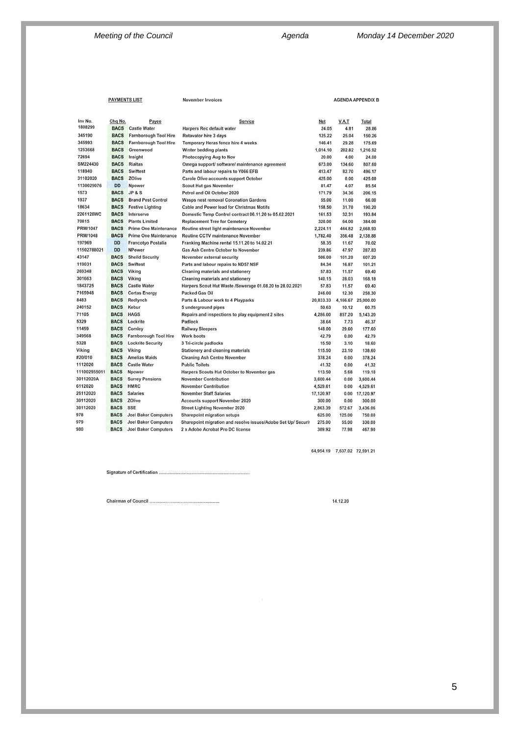**PAYMENTS LIST** November Invoices **AGENDA APPENDIX B**

| Inv No. | Chq No. | Payee | Service | Net | V.A.T | Total |
|---|---|---|---|---|---|---|
| 1808299 | BACS | Castle Water | Harpers Rec default water | 24.05 | 4.81 | 28.86 |
| 345190 | BACS | Farnborough Tool Hire | Rotavator hire 3 days | 125.22 | 25.04 | 150.26 |
| 345993 | BACS | Farnborough Tool Hire | Temporary Heras fence hire 4 weeks | 146.41 | 29.28 | 175.69 |
| 1253668 | BACS | Greenwood | Winter bedding plants | 1,014.10 | 202.82 | 1,216.92 |
| 72694 | BACS | Insight | Photocopying Aug to Nov | 20.00 | 4.00 | 24.00 |
| SM224430 | BACS | Rialtas | Omega support/ software/ maintenance agreement | 673.00 | 134.60 | 807.60 |
| 118940 | BACS | Swiftest | Parts and labour repairs to Y066 EFB | 413.47 | 82.70 | 496.17 |
| 31102020 | BACS | ZOlive | Carole Olive accounts support October | 425.00 | 0.00 | 425.00 |
| 1130029076 | DD | Npower | Scout Hut gas November | 81.47 | 4.07 | 85.54 |
| 1573 | BACS | JP & S | Petrol and Oil October 2020 | 171.79 | 34.36 | 206.15 |
| 1937 | BACS | Brand Pest Control | Wasps nest removal Coronation Gardens | 55.00 | 11.00 | 66.00 |
| 18634 | BACS | Festive Lighting | Cable and Power lead for Christmas Motifs | 158.50 | 31.70 | 190.20 |
| 2261128WC | BACS | Interserve | Domestic Temp Control contract 06.11.20 to 05.02.2021 | 161.53 | 32.31 | 193.84 |
| 70815 | BACS | Plants Limited | Replacement Tree for Cemetery | 320.00 | 64.00 | 384.00 |
| PRM/1047 | BACS | Prime One Maintenance | Routine street light maintenance November | 2,224.11 | 444.82 | 2,668.93 |
| PRM/1048 | BACS | Prime One Maintenance | Routine CCTV maintenance November | 1,782.40 | 356.48 | 2,138.88 |
| 197969 | DD | Francotyo Postalia | Franking Machine rental 15.11.20 to 14.02.21 | 58.35 | 11.67 | 70.02 |
| 11502788021 | DD | NPower | Gas Ash Centre October to November | 239.86 | 47.97 | 287.83 |
| 43147 | BACS | Sheild Security | November external security | 506.00 | 101.20 | 607.20 |
| 119031 | BACS | Swiftest | Parts and labour repairs to ND57 NSF | 84.34 | 16.87 | 101.21 |
| 269348 | BACS | Viking | Cleaning materials and stationery | 57.83 | 11.57 | 69.40 |
| 301663 | BACS | Viking | Cleaning materials and stationery | 140.15 | 28.03 | 168.18 |
| 1843725 | BACS | Castle Water | Harpers Scout Hut Waste /Sewerage 01.08.20 to 28.02.2021 | 57.83 | 11.57 | 69.40 |
| 7165948 | BACS | Certas Energy | Packed Gas Oil | 246.00 | 12.30 | 258.30 |
| 8483 | BACS | Redlynch | Parts & Labour work to 4 Playparks | 20,833.33 | 4,166.67 | 25,000.00 |
| 240152 | BACS | Kebur | 5 underground pipes | 50.63 | 10.12 | 60.75 |
| 71105 | BACS | HAGS | Repairs and inspections to play equipment 2 sites | 4,286.00 | 857.20 | 5,143.20 |
| 5329 | BACS | Lockrite | Padlock | 38.64 | 7.73 | 46.37 |
| 11459 | BACS | Comley | Railway Sleepers | 148.00 | 29.60 | 177.60 |
| 349568 | BACS | Farnborough Tool Hire | Work boots | 42.79 | 0.00 | 42.79 |
| 5328 | BACS | Lockrite Security | 3 Tri-circle padlocks | 15.50 | 3.10 | 18.60 |
| Viking | BACS | Viking | Stationery and cleaning materials | 115.50 | 23.10 | 138.60 |
| #20/010 | BACS | Amelias Maids | Cleaning Ash Centre November | 378.24 | 0.00 | 378.24 |
| 1112020 | BACS | Castle Water | Public Toilets | 41.32 | 0.00 | 41.32 |
| 111002955011 | BACS | Npower | Harpers Scouts Hut October to November gas | 113.50 | 5.68 | 119.18 |
| 30112020A | BACS | Surrey Pensions | November Contribution | 3,600.44 | 0.00 | 3,600.44 |
| 6112020 | BACS | HMRC | November Contribution | 4,529.61 | 0.00 | 4,529.61 |
| 26112020 | BACS | Salaries | November Staff Salaries | 17,120.97 | 0.00 | 17,120.97 |
| 30112020 | BACS | ZOlive | Accounts support November 2020 | 300.00 | 0.00 | 300.00 |
| 30112020 | BACS | SSE | Street Lighting November 2020 | 2,863.39 | 572.67 | 3,436.06 |
| 978 | BACS | Joel Baker Computers | Sharepoint migration setups | 625.00 | 125.00 | 750.00 |
| 979 | BACS | Joel Baker Computers | Sharepoint migration and resolve issues/Adobe Set Up/ Securit | 275.00 | 55.00 | 330.00 |
| 980 | BACS | Joel Baker Computers | 2 x Adobe Acrobat Pro DC license | 389.92 | 77.98 | 467.90 |
| | | | | 64,954.19 | 7,637.02 | 72,591.21 |

Signature of Certification ...........................................................................

Chairman of Council .................................................. 14.12.20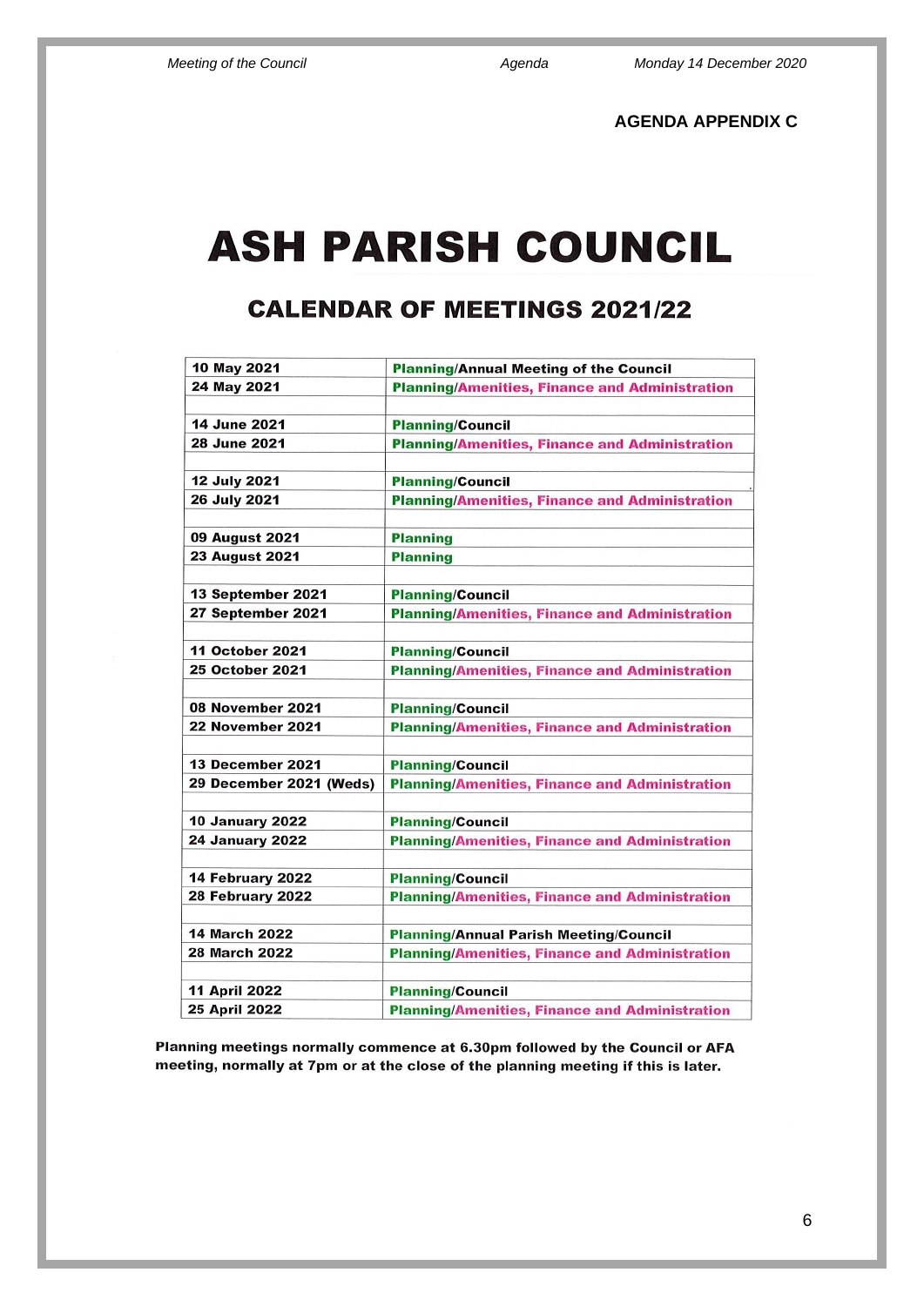**AGENDA APPENDIX C**

# ASH PARISH COUNCIL

## CALENDAR OF MEETINGS 2021/22

| | |
|---|---|
| 10 May 2021 | Planning/Annual Meeting of the Council |
| 24 May 2021 | Planning/Amenities, Finance and Administration |
| | |
| 14 June 2021 | Planning/Council |
| 28 June 2021 | Planning/Amenities, Finance and Administration |
| | |
| 12 July 2021 | Planning/Council |
| 26 July 2021 | Planning/Amenities, Finance and Administration |
| | |
| 09 August 2021 | Planning |
| 23 August 2021 | Planning |
| | |
| 13 September 2021 | Planning/Council |
| 27 September 2021 | Planning/Amenities, Finance and Administration |
| | |
| 11 October 2021 | Planning/Council |
| 25 October 2021 | Planning/Amenities, Finance and Administration |
| | |
| 08 November 2021 | Planning/Council |
| 22 November 2021 | Planning/Amenities, Finance and Administration |
| | |
| 13 December 2021 | Planning/Council |
| 29 December 2021 (Weds) | Planning/Amenities, Finance and Administration |
| | |
| 10 January 2022 | Planning/Council |
| 24 January 2022 | Planning/Amenities, Finance and Administration |
| | |
| 14 February 2022 | Planning/Council |
| 28 February 2022 | Planning/Amenities, Finance and Administration |
| | |
| 14 March 2022 | Planning/Annual Parish Meeting/Council |
| 28 March 2022 | Planning/Amenities, Finance and Administration |
| | |
| 11 April 2022 | Planning/Council |
| 25 April 2022 | Planning/Amenities, Finance and Administration |

**Planning meetings normally commence at 6.30pm followed by the Council or AFA meeting, normally at 7pm or at the close of the planning meeting if this is later.**